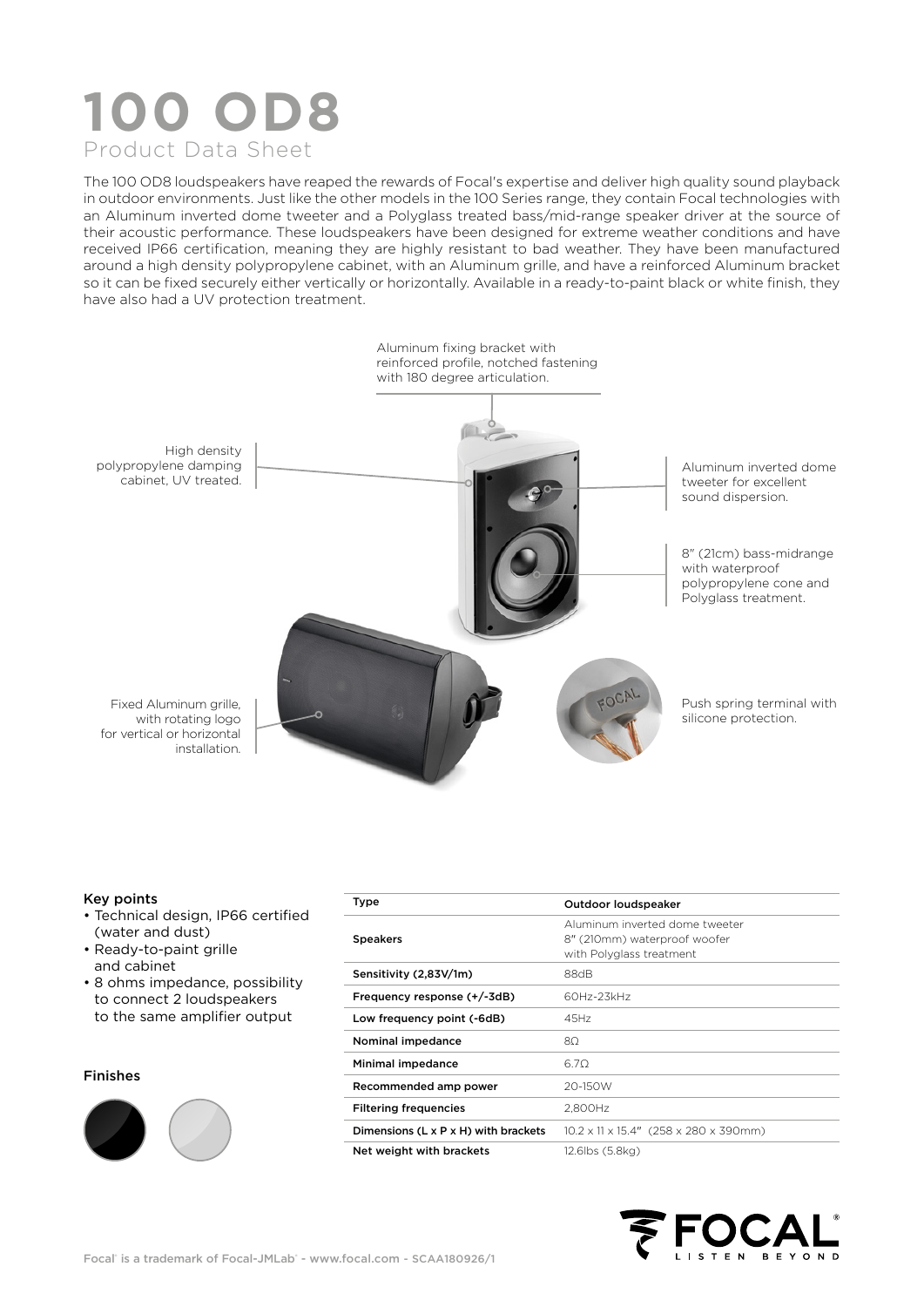# 100 OD8

## Product Data Sheet

The 100 OD8 loudspeakers have reaped the rewards of Focal's expertise and deliver high quality sound playback in outdoor environments. Just like the other models in the 100 Series range, they contain Focal technologies with an Aluminum inverted dome tweeter and a Polyglass treated bass/mid-range speaker driver at the source of their acoustic performance. These loudspeakers have been designed for extreme weather conditions and have received IP66 certification, meaning they are highly resistant to bad weather. They have been manufactured around a high density polypropylene cabinet, with an Aluminum grille, and have a reinforced Aluminum bracket so it can be fixed securely either vertically or horizontally. Available in a ready-to-paint black or white finish, they have also had a UV protection treatment.

Aluminum fixing bracket with reinforced profile, notched fastening with 180 degree articulation.

High density polypropylene damping cabinet, UV treated.

Aluminum inverted dome tweeter for excellent sound dispersion.

8" (21cm) bass-midrange with waterproof polypropylene cone and Polyglass treatment.

Fixed Aluminum grille, with rotating logo for vertical or horizontal installation.

Push spring terminal with silicone protection.

### Key points

- Technical design, IP66 certified (water and dust)
- Ready-to-paint grille and cabinet
- 8 ohms impedance, possibility to connect 2 loudspeakers to the same amplifier output

### Finishes

| Type | Outdoor loudspeaker |
|---|---|
| Speakers | Aluminum inverted dome tweeter<br>8" (210mm) waterproof woofer with Polyglass treatment |
| Sensitivity (2,83V/1m) | 88dB |
| Frequency response (+/-3dB) | 60Hz-23kHz |
| Low frequency point (-6dB) | 45Hz |
| Nominal impedance | 8Ω |
| Minimal impedance | 6.7Ω |
| Recommended amp power | 20-150W |
| Filtering frequencies | 2,800Hz |
| Dimensions (L x P x H) with brackets | 10.2 x 11 x 15.4" (258 x 280 x 390mm) |
| Net weight with brackets | 12.6lbs (5.8kg) |

Focal® is a trademark of Focal-JMLab® - www.focal.com - SCAA180926/1

FOCAL® LISTEN BEYOND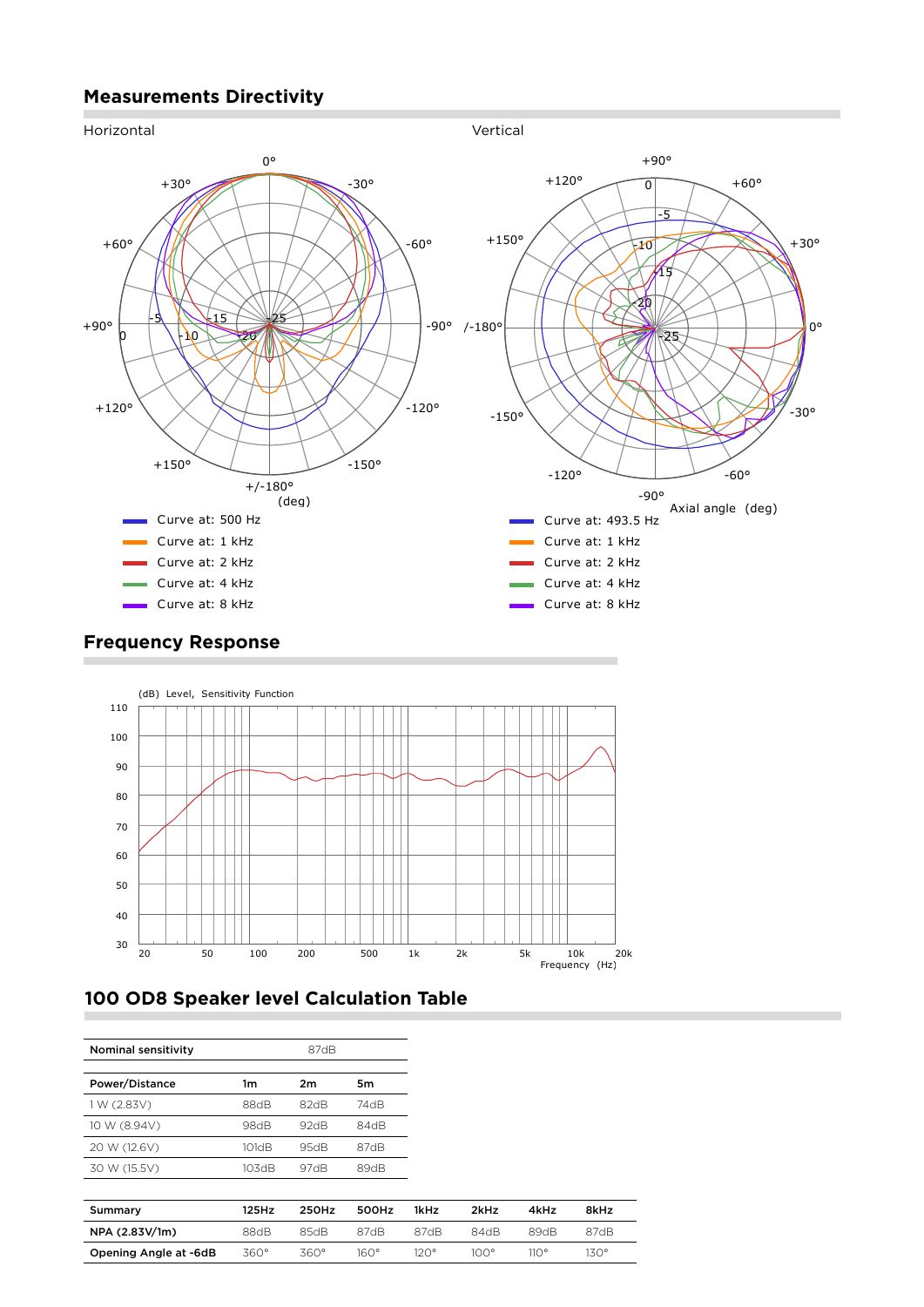## Measurements Directivity

Horizontal

0°
+30°
-30°
+60°
-60°
+90°
-90°
+120°
-120°
+150°
-150°
+/-180°
(deg)
0
-5
-10
-15
-20
-25

Curve at: 500 Hz
Curve at: 1 kHz
Curve at: 2 kHz
Curve at: 4 kHz
Curve at: 8 kHz

Vertical

+90°
+120°
+60°
+150°
+30°
/-180°
0°
-150°
-30°
-120°
-60°
-90°
Axial angle (deg)
0
-5
-10
-15
-20
-25

Curve at: 493.5 Hz
Curve at: 1 kHz
Curve at: 2 kHz
Curve at: 4 kHz
Curve at: 8 kHz

## Frequency Response

(dB) Level, Sensitivity Function

110
100
90
80
70
60
50
40
30

20
50
100
200
500
1k
2k
5k
10k
20k
Frequency (Hz)

## 100 OD8 Speaker level Calculation Table

| **Nominal sensitivity** | 87dB | | |
|---|---|---|---|
| **Power/Distance** | **1m** | **2m** | **5m** |
| 1 W (2.83V) | 88dB | 82dB | 74dB |
| 10 W (8.94V) | 98dB | 92dB | 84dB |
| 20 W (12.6V) | 101dB | 95dB | 87dB |
| 30 W (15.5V) | 103dB | 97dB | 89dB |

| **Summary** | **125Hz** | **250Hz** | **500Hz** | **1kHz** | **2kHz** | **4kHz** | **8kHz** |
|---|---|---|---|---|---|---|---|
| **NPA (2.83V/1m)** | 88dB | 85dB | 87dB | 87dB | 84dB | 89dB | 87dB |
| **Opening Angle at -6dB** | 360° | 360° | 160° | 120° | 100° | 110° | 130° |